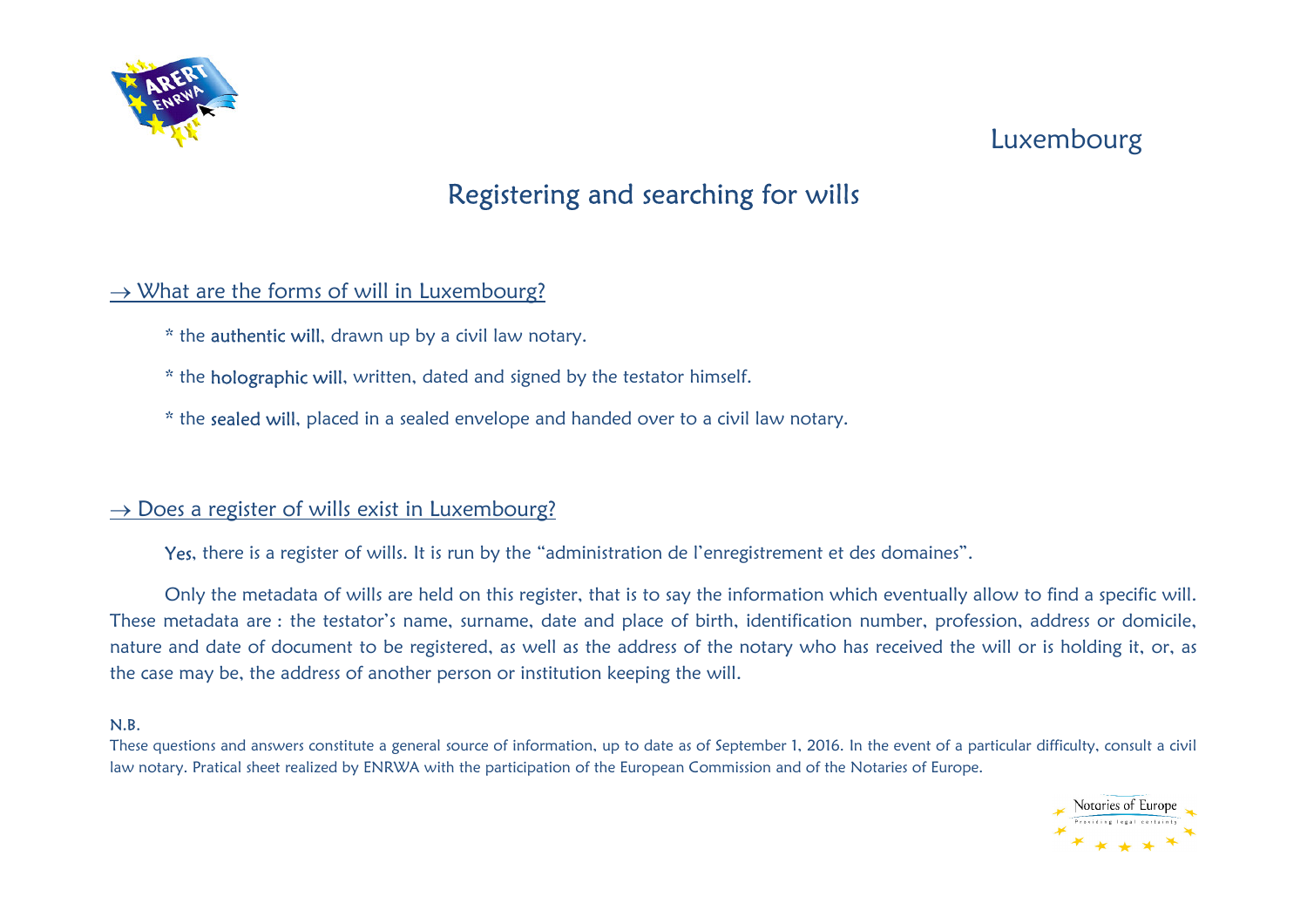# Luxembourg

## Registering and searching for wills

### → What are the forms of will in Luxembourg?

* the **authentic will**, drawn up by a civil law notary.

* the **holographic will**, written, dated and signed by the testator himself.

* the **sealed will**, placed in a sealed envelope and handed over to a civil law notary.

### → Does a register of wills exist in Luxembourg?

**Yes**, there is a register of wills. It is run by the "administration de l'enregistrement et des domaines".

Only the metadata of wills are held on this register, that is to say the information which eventually allow to find a specific will. These metadata are : the testator's name, surname, date and place of birth, identification number, profession, address or domicile, nature and date of document to be registered, as well as the address of the notary who has received the will or is holding it, or, as the case may be, the address of another person or institution keeping the will.

N.B.

These questions and answers constitute a general source of information, up to date as of September 1, 2016. In the event of a particular difficulty, consult a civil law notary. Pratical sheet realized by ENRWA with the participation of the European Commission and of the Notaries of Europe.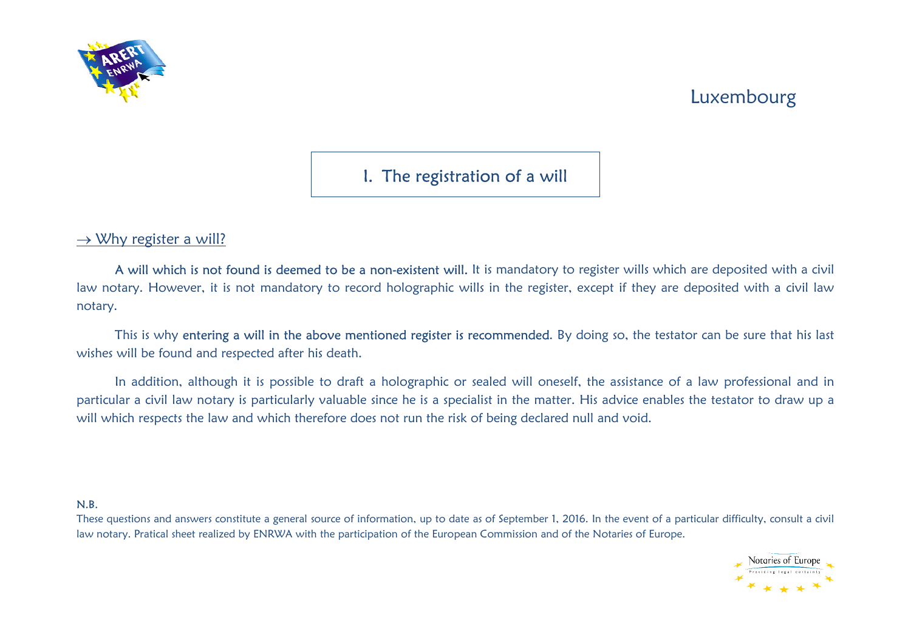Luxembourg

# I. The registration of a will

## → Why register a will?

**A will which is not found is deemed to be a non-existent will.** It is mandatory to register wills which are deposited with a civil law notary. However, it is not mandatory to record holographic wills in the register, except if they are deposited with a civil law notary.

This is why **entering a will in the above mentioned register is recommended**. By doing so, the testator can be sure that his last wishes will be found and respected after his death.

In addition, although it is possible to draft a holographic or sealed will oneself, the assistance of a law professional and in particular a civil law notary is particularly valuable since he is a specialist in the matter. His advice enables the testator to draw up a will which respects the law and which therefore does not run the risk of being declared null and void.

N.B.

These questions and answers constitute a general source of information, up to date as of September 1, 2016. In the event of a particular difficulty, consult a civil law notary. Pratical sheet realized by ENRWA with the participation of the European Commission and of the Notaries of Europe.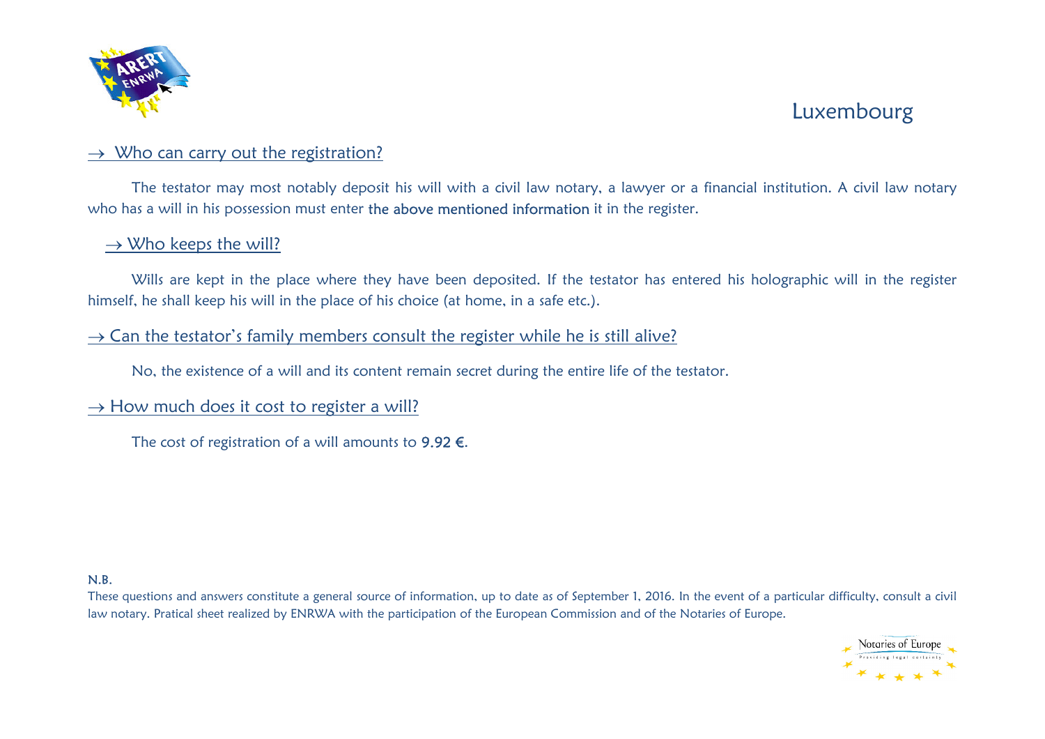## Luxembourg

### → Who can carry out the registration?

The testator may most notably deposit his will with a civil law notary, a lawyer or a financial institution. A civil law notary who has a will in his possession must enter the above mentioned information it in the register.

### → Who keeps the will?

Wills are kept in the place where they have been deposited. If the testator has entered his holographic will in the register himself, he shall keep his will in the place of his choice (at home, in a safe etc.).

### → Can the testator's family members consult the register while he is still alive?

No, the existence of a will and its content remain secret during the entire life of the testator.

### → How much does it cost to register a will?

The cost of registration of a will amounts to **9.92 €**.

N.B.

These questions and answers constitute a general source of information, up to date as of September 1, 2016. In the event of a particular difficulty, consult a civil law notary. Pratical sheet realized by ENRWA with the participation of the European Commission and of the Notaries of Europe.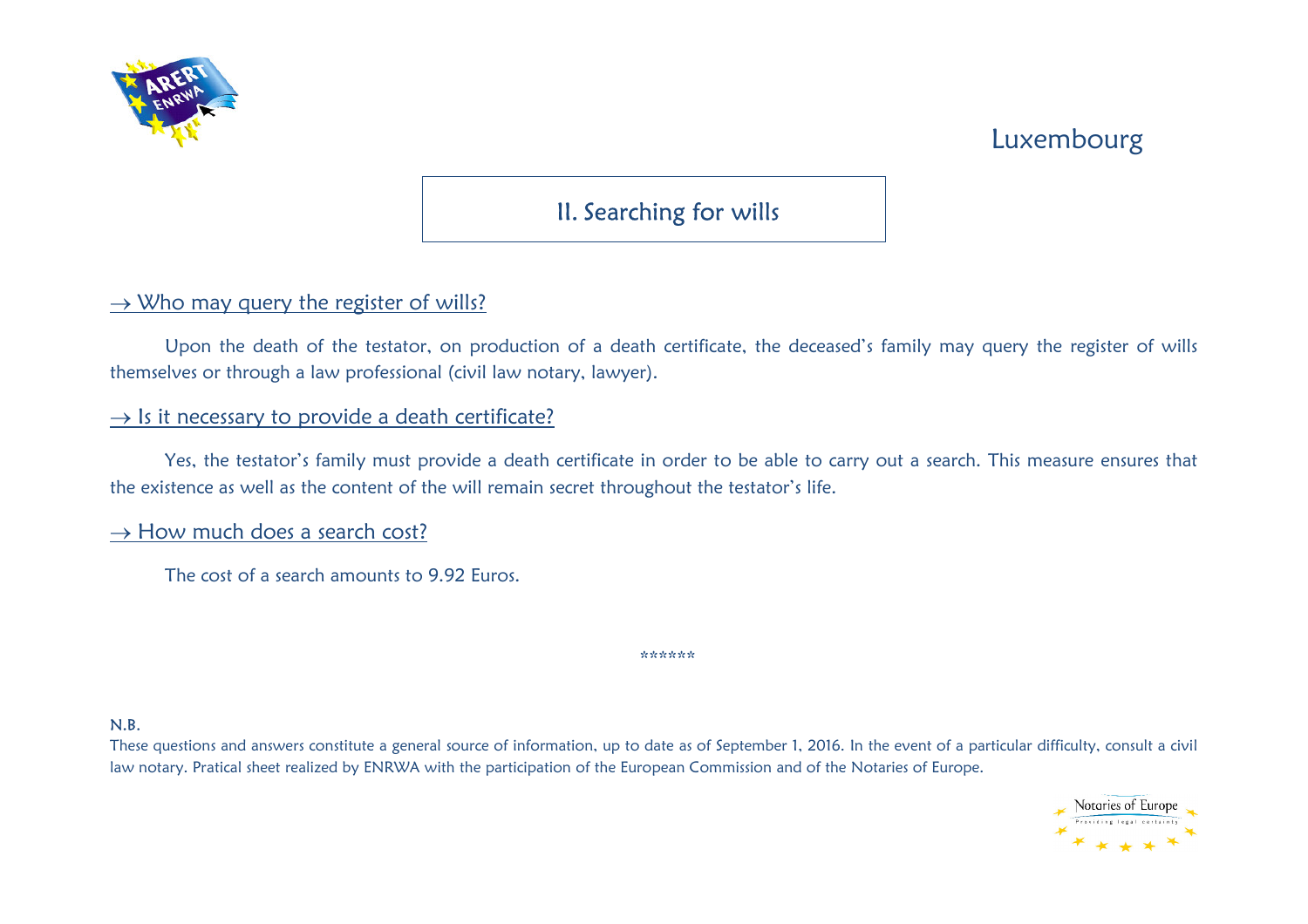Luxembourg

## II. Searching for wills

### → Who may query the register of wills?

Upon the death of the testator, on production of a death certificate, the deceased's family may query the register of wills themselves or through a law professional (civil law notary, lawyer).

### → Is it necessary to provide a death certificate?

Yes, the testator's family must provide a death certificate in order to be able to carry out a search. This measure ensures that the existence as well as the content of the will remain secret throughout the testator's life.

### → How much does a search cost?

The cost of a search amounts to 9.92 Euros.

******

N.B.

These questions and answers constitute a general source of information, up to date as of September 1, 2016. In the event of a particular difficulty, consult a civil law notary. Pratical sheet realized by ENRWA with the participation of the European Commission and of the Notaries of Europe.